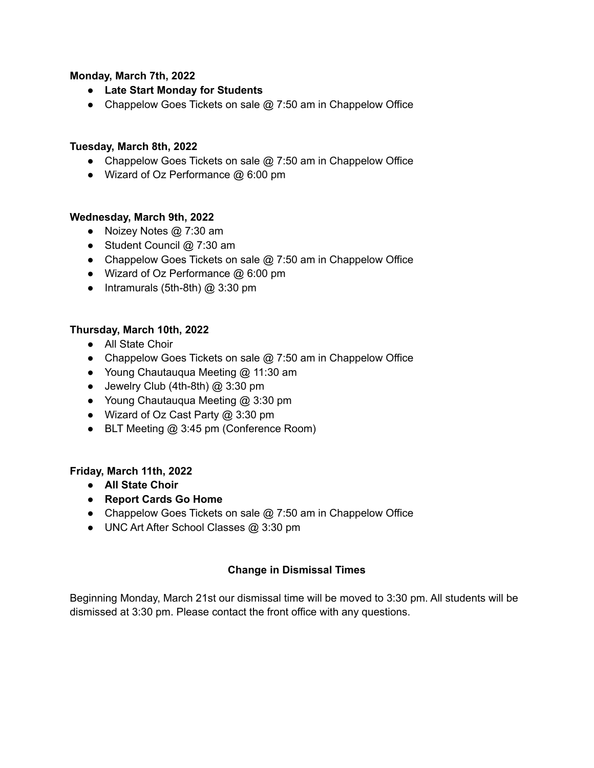**Monday, March 7th, 2022**

- **Late Start Monday for Students**
- Chappelow Goes Tickets on sale @ 7:50 am in Chappelow Office

**Tuesday, March 8th, 2022**

- Chappelow Goes Tickets on sale @ 7:50 am in Chappelow Office
- Wizard of Oz Performance @ 6:00 pm

**Wednesday, March 9th, 2022**

- Noizey Notes @ 7:30 am
- Student Council @ 7:30 am
- Chappelow Goes Tickets on sale @ 7:50 am in Chappelow Office
- Wizard of Oz Performance @ 6:00 pm
- Intramurals (5th-8th) @ 3:30 pm

**Thursday, March 10th, 2022**

- All State Choir
- Chappelow Goes Tickets on sale @ 7:50 am in Chappelow Office
- Young Chautauqua Meeting @ 11:30 am
- Jewelry Club (4th-8th) @ 3:30 pm
- Young Chautauqua Meeting @ 3:30 pm
- Wizard of Oz Cast Party @ 3:30 pm
- BLT Meeting @ 3:45 pm (Conference Room)

**Friday, March 11th, 2022**

- **All State Choir**
- **Report Cards Go Home**
- Chappelow Goes Tickets on sale @ 7:50 am in Chappelow Office
- UNC Art After School Classes @ 3:30 pm

## Change in Dismissal Times

Beginning Monday, March 21st our dismissal time will be moved to 3:30 pm. All students will be dismissed at 3:30 pm. Please contact the front office with any questions.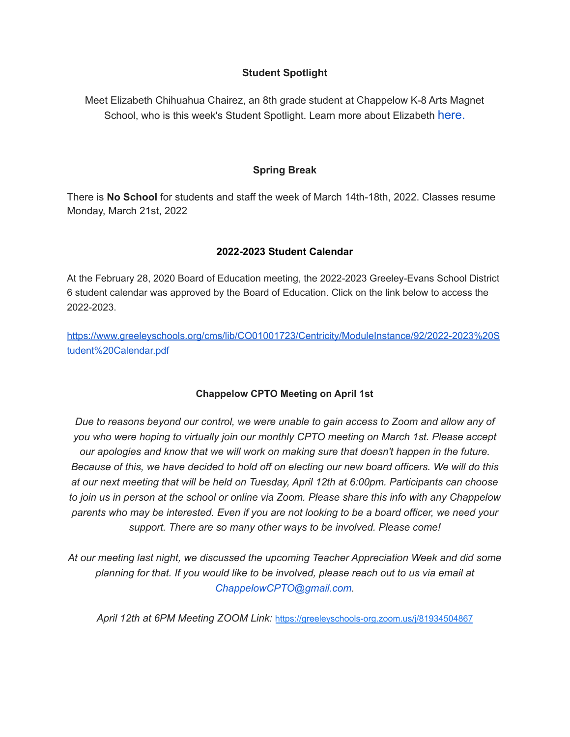### Student Spotlight

Meet Elizabeth Chihuahua Chairez, an 8th grade student at Chappelow K-8 Arts Magnet School, who is this week's Student Spotlight. Learn more about Elizabeth here.

### Spring Break

There is **No School** for students and staff the week of March 14th-18th, 2022. Classes resume Monday, March 21st, 2022

### 2022-2023 Student Calendar

At the February 28, 2020 Board of Education meeting, the 2022-2023 Greeley-Evans School District 6 student calendar was approved by the Board of Education. Click on the link below to access the 2022-2023.

https://www.greeleyschools.org/cms/lib/CO01001723/Centricity/ModuleInstance/92/2022-2023%20Student%20Calendar.pdf

### Chappelow CPTO Meeting on April 1st

*Due to reasons beyond our control, we were unable to gain access to Zoom and allow any of you who were hoping to virtually join our monthly CPTO meeting on March 1st. Please accept our apologies and know that we will work on making sure that doesn't happen in the future. Because of this, we have decided to hold off on electing our new board officers. We will do this at our next meeting that will be held on Tuesday, April 12th at 6:00pm. Participants can choose to join us in person at the school or online via Zoom. Please share this info with any Chappelow parents who may be interested. Even if you are not looking to be a board officer, we need your support. There are so many other ways to be involved. Please come!*

*At our meeting last night, we discussed the upcoming Teacher Appreciation Week and did some planning for that. If you would like to be involved, please reach out to us via email at ChappelowCPTO@gmail.com.*

*April 12th at 6PM Meeting ZOOM Link:* https://greeleyschools-org.zoom.us/j/81934504867